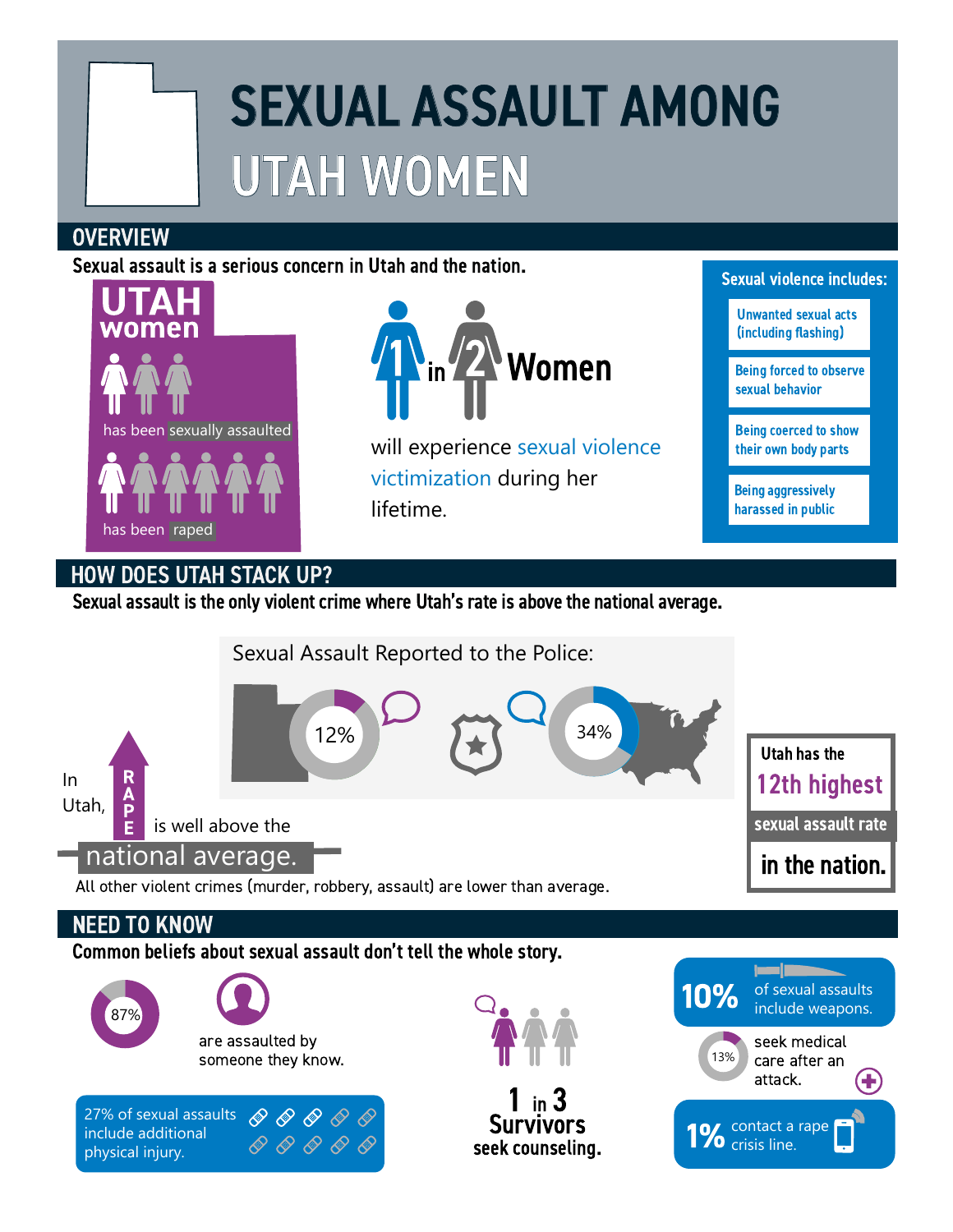# SEXUAL ASSAULT AMONG UTAH WOMEN

## OVERVIEW

**Sexual assault is a serious concern in Utah and the nation.**

**UTAH women**

1 in 3 has been sexually assaulted

1 in 6 has been raped

**1 in 2 Women** will experience sexual violence victimization during her lifetime.

**Sexual violence includes:**

- Unwanted sexual acts (including flashing)
- Being forced to observe sexual behavior
- Being coerced to show their own body parts
- Being aggressively harassed in public

## HOW DOES UTAH STACK UP?

**Sexual assault is the only violent crime where Utah's rate is above the national average.**

Sexual Assault Reported to the Police:

- Utah: 12%
- Nation: 34%

In Utah, RAPE is well above the national average.

All other violent crimes (murder, robbery, assault) are lower than average.

Utah has the **12th highest** sexual assault rate in the nation.

## NEED TO KNOW

**Common beliefs about sexual assault don't tell the whole story.**

87% are assaulted by someone they know.

27% of sexual assaults include additional physical injury.

**1 in 3 Survivors seek counseling.**

**10%** of sexual assaults include weapons.

13% seek medical care after an attack.

**1%** contact a rape crisis line.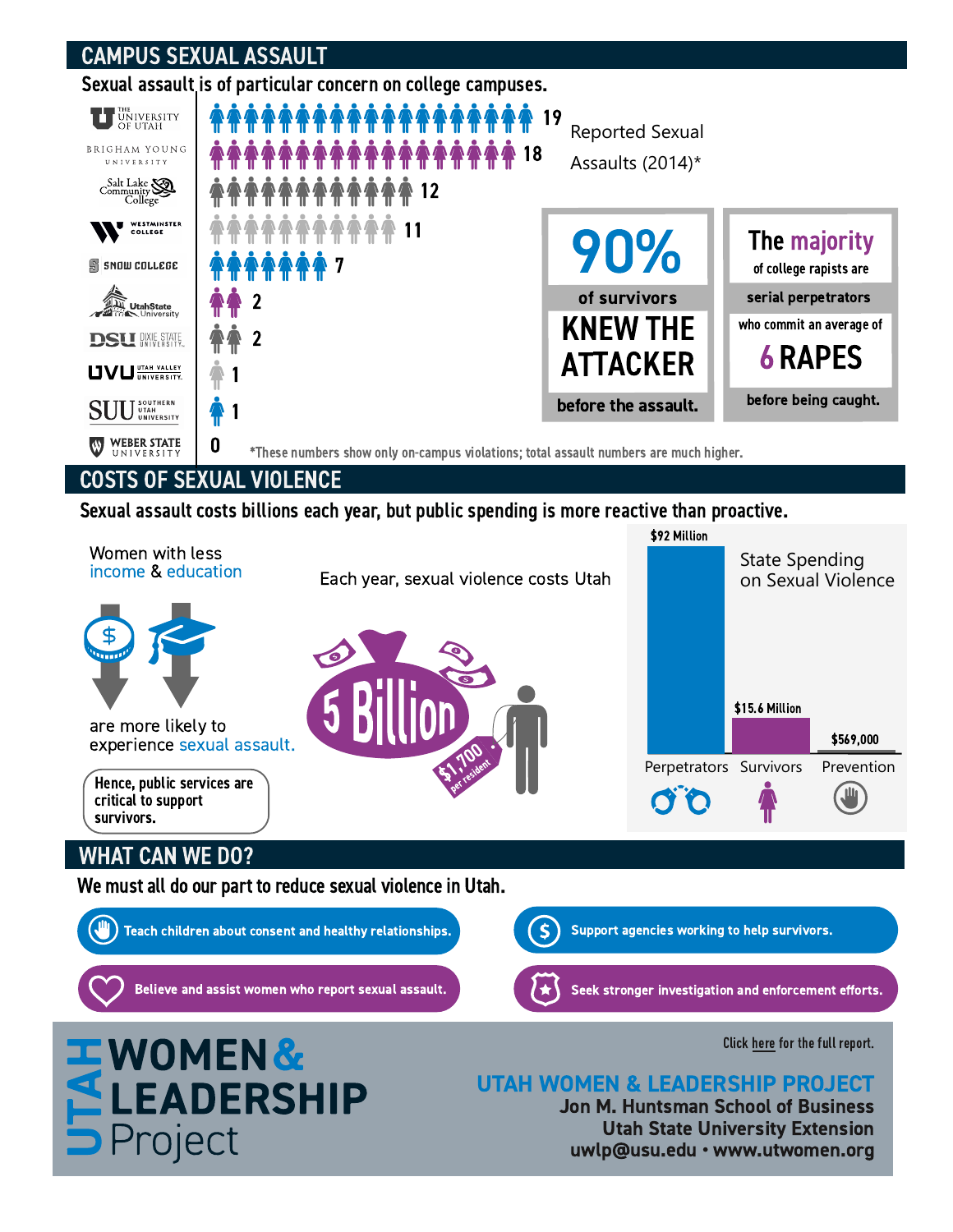## CAMPUS SEXUAL ASSAULT

**Sexual assault is of particular concern on college campuses.**

Reported Sexual Assaults (2014)*

The University of Utah 19

Brigham Young University 18

Salt Lake Community College 12

Westminster College 11

Snow College 7

Utah State University 2

Dixie State University 2

Utah Valley University 1

Southern Utah University 1

Weber State University 0

*These numbers show only on-campus violations; total assault numbers are much higher.

**90%** of survivors **KNEW THE ATTACKER** before the assault.

**The majority** of college rapists are serial perpetrators who commit an average of **6 RAPES** before being caught.

## COSTS OF SEXUAL VIOLENCE

**Sexual assault costs billions each year, but public spending is more reactive than proactive.**

Women with less income & education are more likely to experience sexual assault.

Hence, public services are critical to support survivors.

Each year, sexual violence costs Utah

5 Billion

$1,700 per resident

State Spending on Sexual Violence

$92 Million

$15.6 Million

$569,000

Perpetrators

Survivors

Prevention

## WHAT CAN WE DO?

**We must all do our part to reduce sexual violence in Utah.**

- Teach children about consent and healthy relationships.
- Support agencies working to help survivors.
- Believe and assist women who report sexual assault.
- Seek stronger investigation and enforcement efforts.

UTAH WOMEN & LEADERSHIP Project

Click here for the full report.

**UTAH WOMEN & LEADERSHIP PROJECT**
Jon M. Huntsman School of Business
Utah State University Extension
uwlp@usu.edu • www.utwomen.org